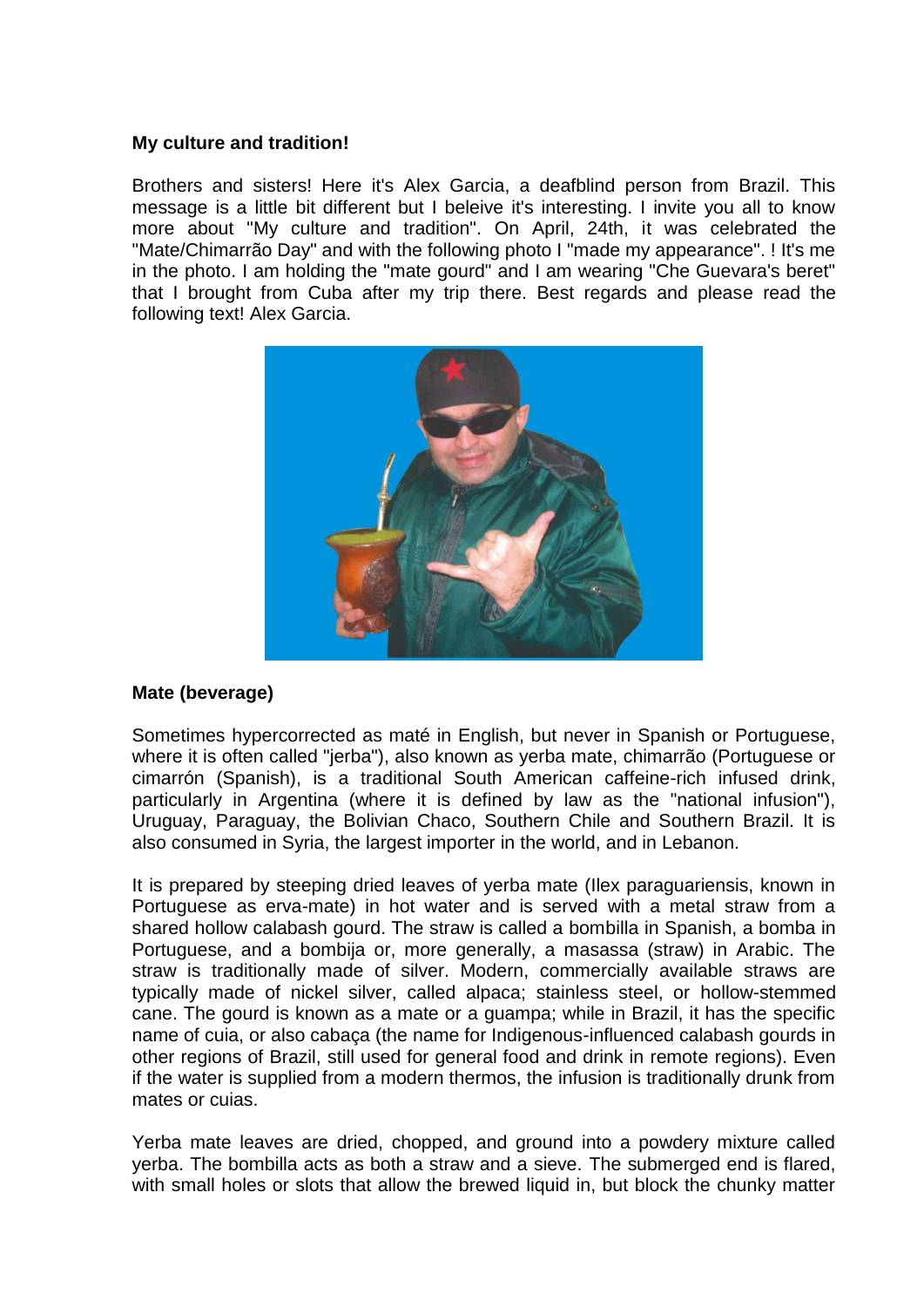**My culture and tradition!**

Brothers and sisters! Here it's Alex Garcia, a deafblind person from Brazil. This message is a little bit different but I beleive it's interesting. I invite you all to know more about "My culture and tradition". On April, 24th, it was celebrated the "Mate/Chimarrão Day" and with the following photo I "made my appearance". ! It's me in the photo. I am holding the "mate gourd" and I am wearing "Che Guevara's beret" that I brought from Cuba after my trip there. Best regards and please read the following text! Alex Garcia.

**Mate (beverage)**

Sometimes hypercorrected as maté in English, but never in Spanish or Portuguese, where it is often called "jerba"), also known as yerba mate, chimarrão (Portuguese or cimarrón (Spanish), is a traditional South American caffeine-rich infused drink, particularly in Argentina (where it is defined by law as the "national infusion"), Uruguay, Paraguay, the Bolivian Chaco, Southern Chile and Southern Brazil. It is also consumed in Syria, the largest importer in the world, and in Lebanon.

It is prepared by steeping dried leaves of yerba mate (Ilex paraguariensis, known in Portuguese as erva-mate) in hot water and is served with a metal straw from a shared hollow calabash gourd. The straw is called a bombilla in Spanish, a bomba in Portuguese, and a bombija or, more generally, a masassa (straw) in Arabic. The straw is traditionally made of silver. Modern, commercially available straws are typically made of nickel silver, called alpaca; stainless steel, or hollow-stemmed cane. The gourd is known as a mate or a guampa; while in Brazil, it has the specific name of cuia, or also cabaça (the name for Indigenous-influenced calabash gourds in other regions of Brazil, still used for general food and drink in remote regions). Even if the water is supplied from a modern thermos, the infusion is traditionally drunk from mates or cuias.

Yerba mate leaves are dried, chopped, and ground into a powdery mixture called yerba. The bombilla acts as both a straw and a sieve. The submerged end is flared, with small holes or slots that allow the brewed liquid in, but block the chunky matter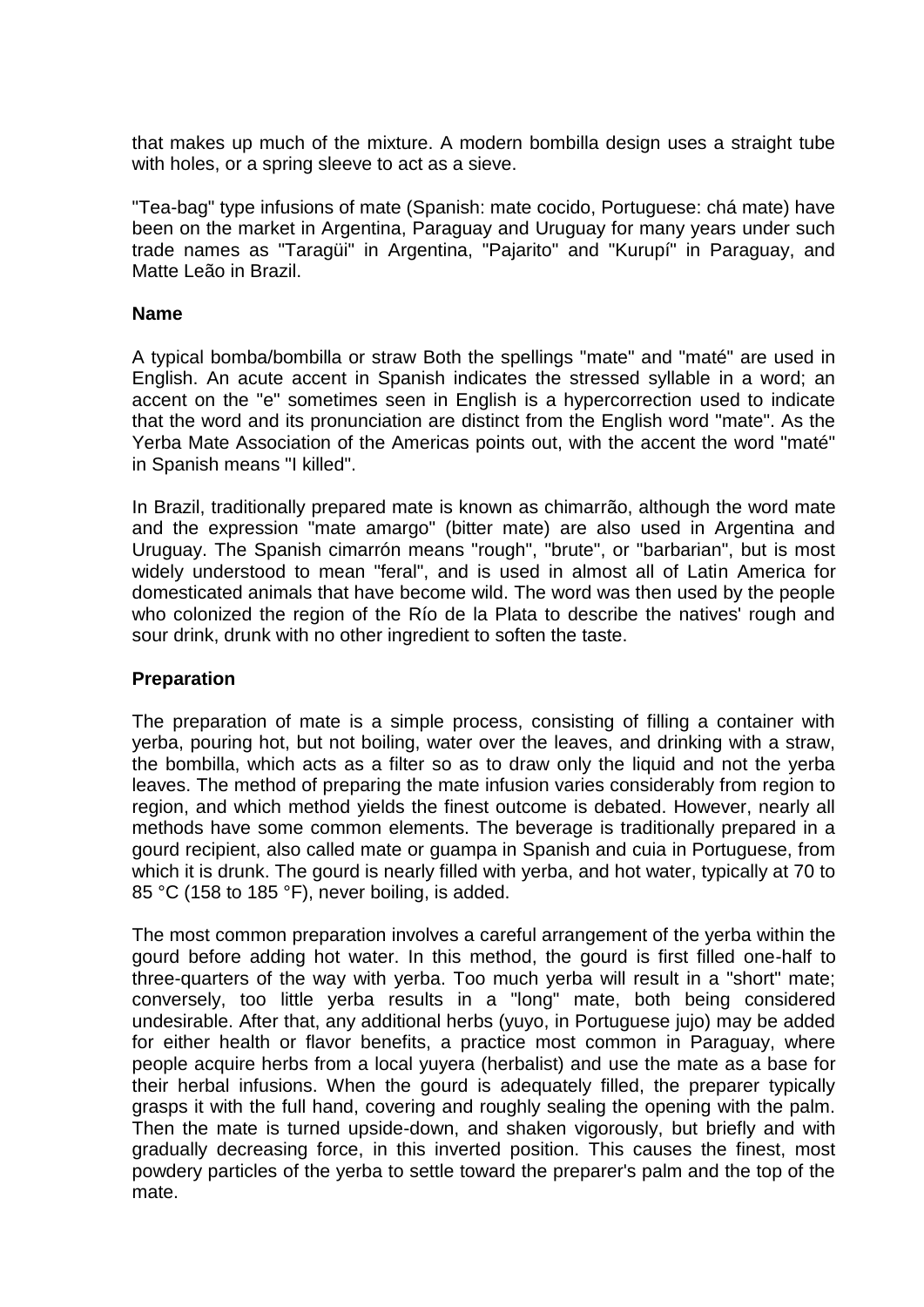that makes up much of the mixture. A modern bombilla design uses a straight tube with holes, or a spring sleeve to act as a sieve.

"Tea-bag" type infusions of mate (Spanish: mate cocido, Portuguese: chá mate) have been on the market in Argentina, Paraguay and Uruguay for many years under such trade names as "Taragüi" in Argentina, "Pajarito" and "Kurupí" in Paraguay, and Matte Leão in Brazil.

**Name**

A typical bomba/bombilla or straw Both the spellings "mate" and "maté" are used in English. An acute accent in Spanish indicates the stressed syllable in a word; an accent on the "e" sometimes seen in English is a hypercorrection used to indicate that the word and its pronunciation are distinct from the English word "mate". As the Yerba Mate Association of the Americas points out, with the accent the word "maté" in Spanish means "I killed".

In Brazil, traditionally prepared mate is known as chimarrão, although the word mate and the expression "mate amargo" (bitter mate) are also used in Argentina and Uruguay. The Spanish cimarrón means "rough", "brute", or "barbarian", but is most widely understood to mean "feral", and is used in almost all of Latin America for domesticated animals that have become wild. The word was then used by the people who colonized the region of the Río de la Plata to describe the natives' rough and sour drink, drunk with no other ingredient to soften the taste.

**Preparation**

The preparation of mate is a simple process, consisting of filling a container with yerba, pouring hot, but not boiling, water over the leaves, and drinking with a straw, the bombilla, which acts as a filter so as to draw only the liquid and not the yerba leaves. The method of preparing the mate infusion varies considerably from region to region, and which method yields the finest outcome is debated. However, nearly all methods have some common elements. The beverage is traditionally prepared in a gourd recipient, also called mate or guampa in Spanish and cuia in Portuguese, from which it is drunk. The gourd is nearly filled with yerba, and hot water, typically at 70 to 85 °C (158 to 185 °F), never boiling, is added.

The most common preparation involves a careful arrangement of the yerba within the gourd before adding hot water. In this method, the gourd is first filled one-half to three-quarters of the way with yerba. Too much yerba will result in a "short" mate; conversely, too little yerba results in a "long" mate, both being considered undesirable. After that, any additional herbs (yuyo, in Portuguese jujo) may be added for either health or flavor benefits, a practice most common in Paraguay, where people acquire herbs from a local yuyera (herbalist) and use the mate as a base for their herbal infusions. When the gourd is adequately filled, the preparer typically grasps it with the full hand, covering and roughly sealing the opening with the palm. Then the mate is turned upside-down, and shaken vigorously, but briefly and with gradually decreasing force, in this inverted position. This causes the finest, most powdery particles of the yerba to settle toward the preparer's palm and the top of the mate.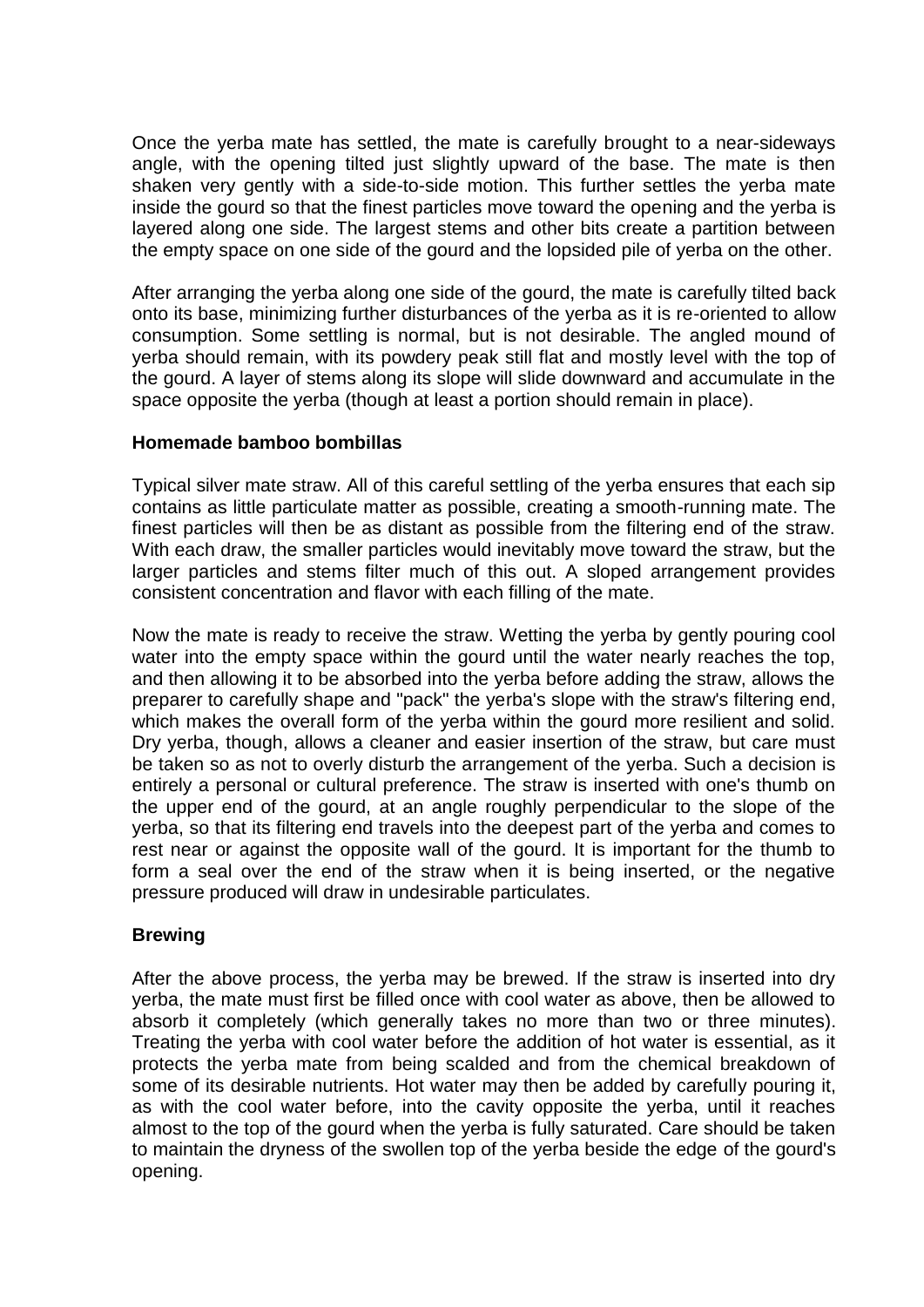Once the yerba mate has settled, the mate is carefully brought to a near-sideways angle, with the opening tilted just slightly upward of the base. The mate is then shaken very gently with a side-to-side motion. This further settles the yerba mate inside the gourd so that the finest particles move toward the opening and the yerba is layered along one side. The largest stems and other bits create a partition between the empty space on one side of the gourd and the lopsided pile of yerba on the other.

After arranging the yerba along one side of the gourd, the mate is carefully tilted back onto its base, minimizing further disturbances of the yerba as it is re-oriented to allow consumption. Some settling is normal, but is not desirable. The angled mound of yerba should remain, with its powdery peak still flat and mostly level with the top of the gourd. A layer of stems along its slope will slide downward and accumulate in the space opposite the yerba (though at least a portion should remain in place).

**Homemade bamboo bombillas**

Typical silver mate straw. All of this careful settling of the yerba ensures that each sip contains as little particulate matter as possible, creating a smooth-running mate. The finest particles will then be as distant as possible from the filtering end of the straw. With each draw, the smaller particles would inevitably move toward the straw, but the larger particles and stems filter much of this out. A sloped arrangement provides consistent concentration and flavor with each filling of the mate.

Now the mate is ready to receive the straw. Wetting the yerba by gently pouring cool water into the empty space within the gourd until the water nearly reaches the top, and then allowing it to be absorbed into the yerba before adding the straw, allows the preparer to carefully shape and "pack" the yerba's slope with the straw's filtering end, which makes the overall form of the yerba within the gourd more resilient and solid. Dry yerba, though, allows a cleaner and easier insertion of the straw, but care must be taken so as not to overly disturb the arrangement of the yerba. Such a decision is entirely a personal or cultural preference. The straw is inserted with one's thumb on the upper end of the gourd, at an angle roughly perpendicular to the slope of the yerba, so that its filtering end travels into the deepest part of the yerba and comes to rest near or against the opposite wall of the gourd. It is important for the thumb to form a seal over the end of the straw when it is being inserted, or the negative pressure produced will draw in undesirable particulates.

**Brewing**

After the above process, the yerba may be brewed. If the straw is inserted into dry yerba, the mate must first be filled once with cool water as above, then be allowed to absorb it completely (which generally takes no more than two or three minutes). Treating the yerba with cool water before the addition of hot water is essential, as it protects the yerba mate from being scalded and from the chemical breakdown of some of its desirable nutrients. Hot water may then be added by carefully pouring it, as with the cool water before, into the cavity opposite the yerba, until it reaches almost to the top of the gourd when the yerba is fully saturated. Care should be taken to maintain the dryness of the swollen top of the yerba beside the edge of the gourd's opening.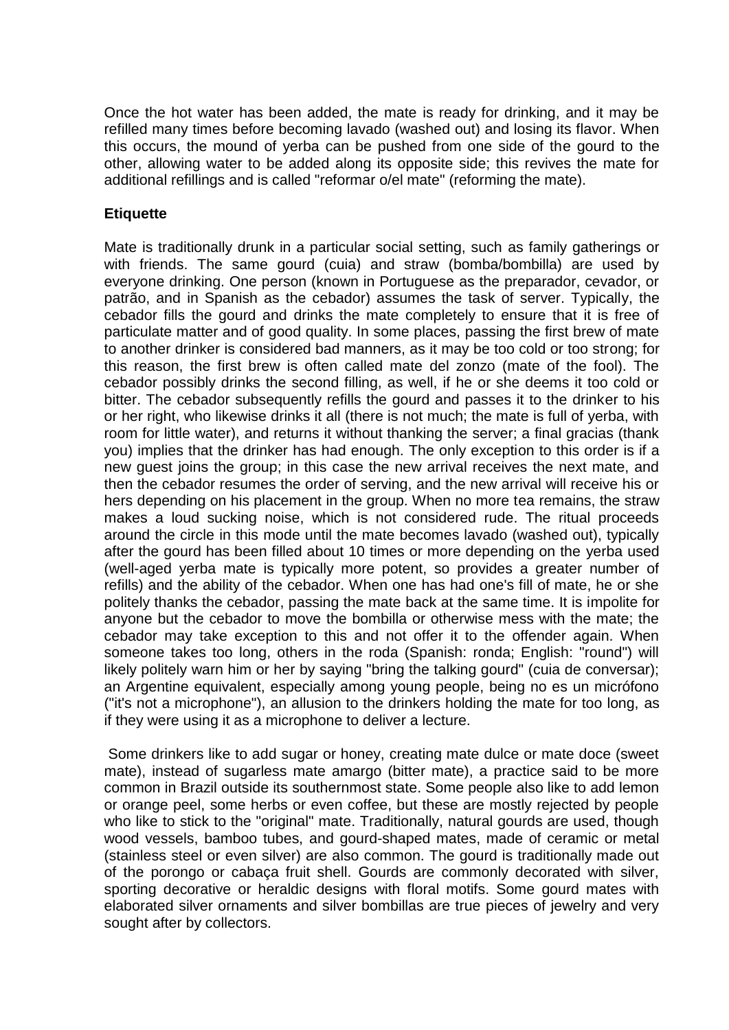Once the hot water has been added, the mate is ready for drinking, and it may be refilled many times before becoming lavado (washed out) and losing its flavor. When this occurs, the mound of yerba can be pushed from one side of the gourd to the other, allowing water to be added along its opposite side; this revives the mate for additional refillings and is called "reformar o/el mate" (reforming the mate).

**Etiquette**

Mate is traditionally drunk in a particular social setting, such as family gatherings or with friends. The same gourd (cuia) and straw (bomba/bombilla) are used by everyone drinking. One person (known in Portuguese as the preparador, cevador, or patrão, and in Spanish as the cebador) assumes the task of server. Typically, the cebador fills the gourd and drinks the mate completely to ensure that it is free of particulate matter and of good quality. In some places, passing the first brew of mate to another drinker is considered bad manners, as it may be too cold or too strong; for this reason, the first brew is often called mate del zonzo (mate of the fool). The cebador possibly drinks the second filling, as well, if he or she deems it too cold or bitter. The cebador subsequently refills the gourd and passes it to the drinker to his or her right, who likewise drinks it all (there is not much; the mate is full of yerba, with room for little water), and returns it without thanking the server; a final gracias (thank you) implies that the drinker has had enough. The only exception to this order is if a new guest joins the group; in this case the new arrival receives the next mate, and then the cebador resumes the order of serving, and the new arrival will receive his or hers depending on his placement in the group. When no more tea remains, the straw makes a loud sucking noise, which is not considered rude. The ritual proceeds around the circle in this mode until the mate becomes lavado (washed out), typically after the gourd has been filled about 10 times or more depending on the yerba used (well-aged yerba mate is typically more potent, so provides a greater number of refills) and the ability of the cebador. When one has had one's fill of mate, he or she politely thanks the cebador, passing the mate back at the same time. It is impolite for anyone but the cebador to move the bombilla or otherwise mess with the mate; the cebador may take exception to this and not offer it to the offender again. When someone takes too long, others in the roda (Spanish: ronda; English: "round") will likely politely warn him or her by saying "bring the talking gourd" (cuia de conversar); an Argentine equivalent, especially among young people, being no es un micrófono ("it's not a microphone"), an allusion to the drinkers holding the mate for too long, as if they were using it as a microphone to deliver a lecture.

Some drinkers like to add sugar or honey, creating mate dulce or mate doce (sweet mate), instead of sugarless mate amargo (bitter mate), a practice said to be more common in Brazil outside its southernmost state. Some people also like to add lemon or orange peel, some herbs or even coffee, but these are mostly rejected by people who like to stick to the "original" mate. Traditionally, natural gourds are used, though wood vessels, bamboo tubes, and gourd-shaped mates, made of ceramic or metal (stainless steel or even silver) are also common. The gourd is traditionally made out of the porongo or cabaça fruit shell. Gourds are commonly decorated with silver, sporting decorative or heraldic designs with floral motifs. Some gourd mates with elaborated silver ornaments and silver bombillas are true pieces of jewelry and very sought after by collectors.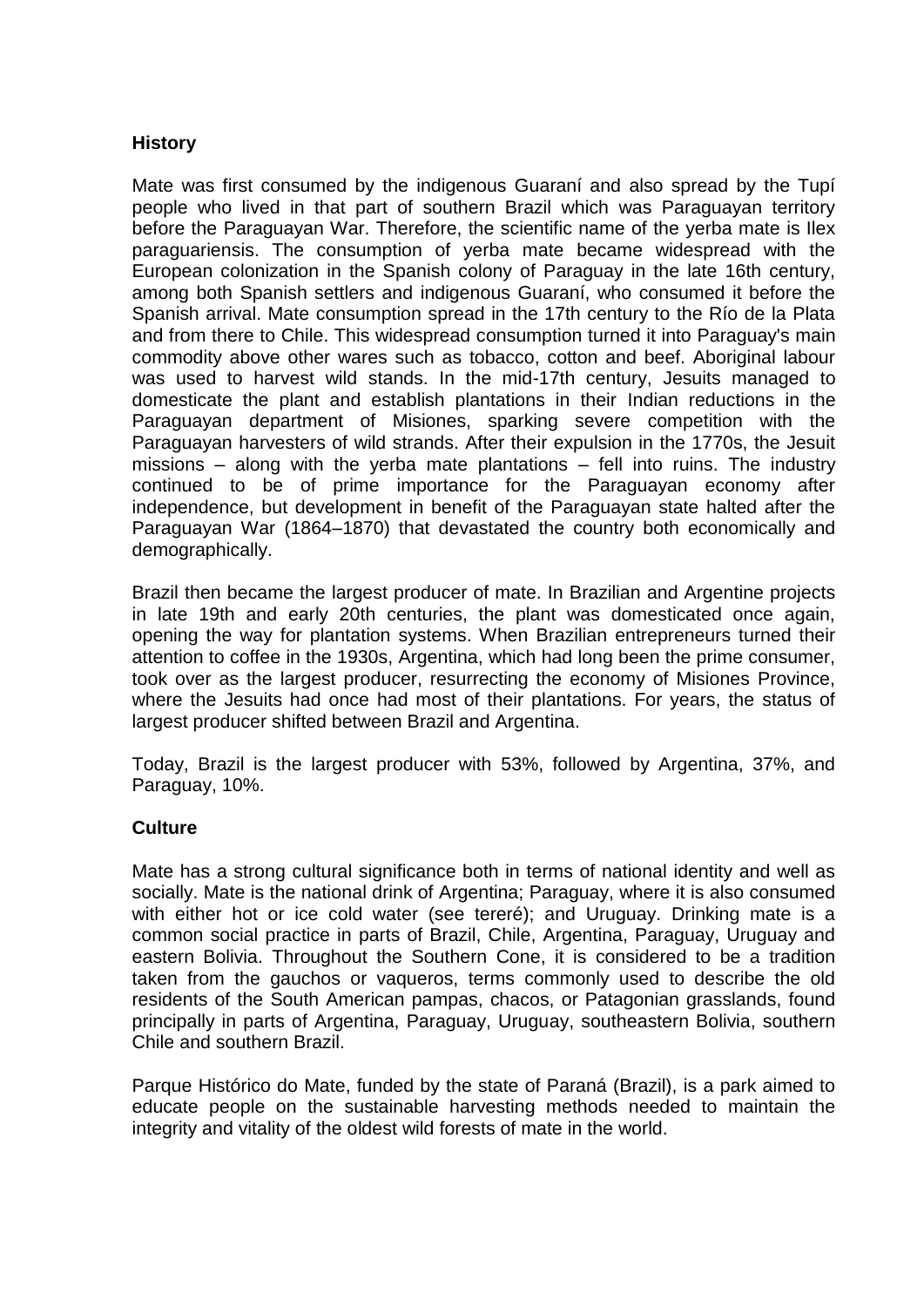## History

Mate was first consumed by the indigenous Guaraní and also spread by the Tupí people who lived in that part of southern Brazil which was Paraguayan territory before the Paraguayan War. Therefore, the scientific name of the yerba mate is Ilex paraguariensis. The consumption of yerba mate became widespread with the European colonization in the Spanish colony of Paraguay in the late 16th century, among both Spanish settlers and indigenous Guaraní, who consumed it before the Spanish arrival. Mate consumption spread in the 17th century to the Río de la Plata and from there to Chile. This widespread consumption turned it into Paraguay's main commodity above other wares such as tobacco, cotton and beef. Aboriginal labour was used to harvest wild stands. In the mid-17th century, Jesuits managed to domesticate the plant and establish plantations in their Indian reductions in the Paraguayan department of Misiones, sparking severe competition with the Paraguayan harvesters of wild strands. After their expulsion in the 1770s, the Jesuit missions – along with the yerba mate plantations – fell into ruins. The industry continued to be of prime importance for the Paraguayan economy after independence, but development in benefit of the Paraguayan state halted after the Paraguayan War (1864–1870) that devastated the country both economically and demographically.

Brazil then became the largest producer of mate. In Brazilian and Argentine projects in late 19th and early 20th centuries, the plant was domesticated once again, opening the way for plantation systems. When Brazilian entrepreneurs turned their attention to coffee in the 1930s, Argentina, which had long been the prime consumer, took over as the largest producer, resurrecting the economy of Misiones Province, where the Jesuits had once had most of their plantations. For years, the status of largest producer shifted between Brazil and Argentina.

Today, Brazil is the largest producer with 53%, followed by Argentina, 37%, and Paraguay, 10%.

## Culture

Mate has a strong cultural significance both in terms of national identity and well as socially. Mate is the national drink of Argentina; Paraguay, where it is also consumed with either hot or ice cold water (see tereré); and Uruguay. Drinking mate is a common social practice in parts of Brazil, Chile, Argentina, Paraguay, Uruguay and eastern Bolivia. Throughout the Southern Cone, it is considered to be a tradition taken from the gauchos or vaqueros, terms commonly used to describe the old residents of the South American pampas, chacos, or Patagonian grasslands, found principally in parts of Argentina, Paraguay, Uruguay, southeastern Bolivia, southern Chile and southern Brazil.

Parque Histórico do Mate, funded by the state of Paraná (Brazil), is a park aimed to educate people on the sustainable harvesting methods needed to maintain the integrity and vitality of the oldest wild forests of mate in the world.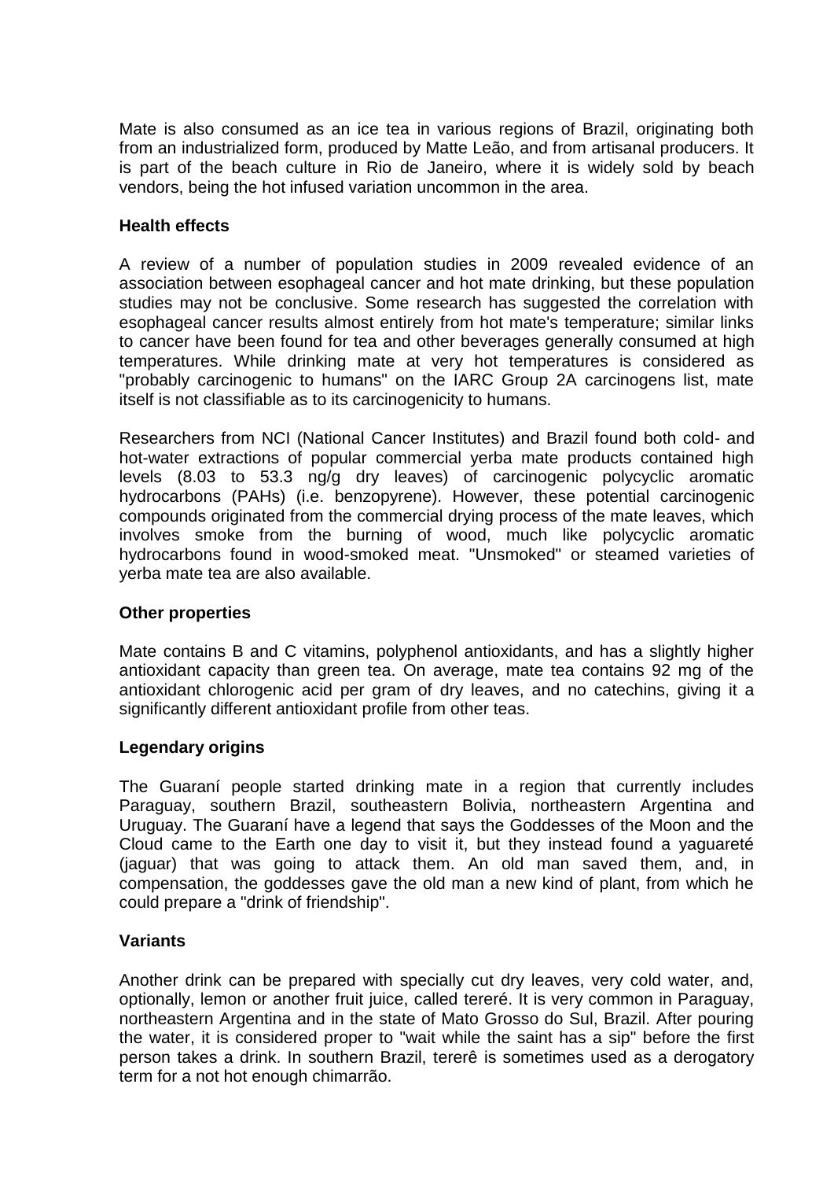Mate is also consumed as an ice tea in various regions of Brazil, originating both from an industrialized form, produced by Matte Leão, and from artisanal producers. It is part of the beach culture in Rio de Janeiro, where it is widely sold by beach vendors, being the hot infused variation uncommon in the area.

**Health effects**

A review of a number of population studies in 2009 revealed evidence of an association between esophageal cancer and hot mate drinking, but these population studies may not be conclusive. Some research has suggested the correlation with esophageal cancer results almost entirely from hot mate's temperature; similar links to cancer have been found for tea and other beverages generally consumed at high temperatures. While drinking mate at very hot temperatures is considered as "probably carcinogenic to humans" on the IARC Group 2A carcinogens list, mate itself is not classifiable as to its carcinogenicity to humans.

Researchers from NCI (National Cancer Institutes) and Brazil found both cold- and hot-water extractions of popular commercial yerba mate products contained high levels (8.03 to 53.3 ng/g dry leaves) of carcinogenic polycyclic aromatic hydrocarbons (PAHs) (i.e. benzopyrene). However, these potential carcinogenic compounds originated from the commercial drying process of the mate leaves, which involves smoke from the burning of wood, much like polycyclic aromatic hydrocarbons found in wood-smoked meat. "Unsmoked" or steamed varieties of yerba mate tea are also available.

**Other properties**

Mate contains B and C vitamins, polyphenol antioxidants, and has a slightly higher antioxidant capacity than green tea. On average, mate tea contains 92 mg of the antioxidant chlorogenic acid per gram of dry leaves, and no catechins, giving it a significantly different antioxidant profile from other teas.

**Legendary origins**

The Guaraní people started drinking mate in a region that currently includes Paraguay, southern Brazil, southeastern Bolivia, northeastern Argentina and Uruguay. The Guaraní have a legend that says the Goddesses of the Moon and the Cloud came to the Earth one day to visit it, but they instead found a yaguareté (jaguar) that was going to attack them. An old man saved them, and, in compensation, the goddesses gave the old man a new kind of plant, from which he could prepare a "drink of friendship".

**Variants**

Another drink can be prepared with specially cut dry leaves, very cold water, and, optionally, lemon or another fruit juice, called tereré. It is very common in Paraguay, northeastern Argentina and in the state of Mato Grosso do Sul, Brazil. After pouring the water, it is considered proper to "wait while the saint has a sip" before the first person takes a drink. In southern Brazil, tererê is sometimes used as a derogatory term for a not hot enough chimarrão.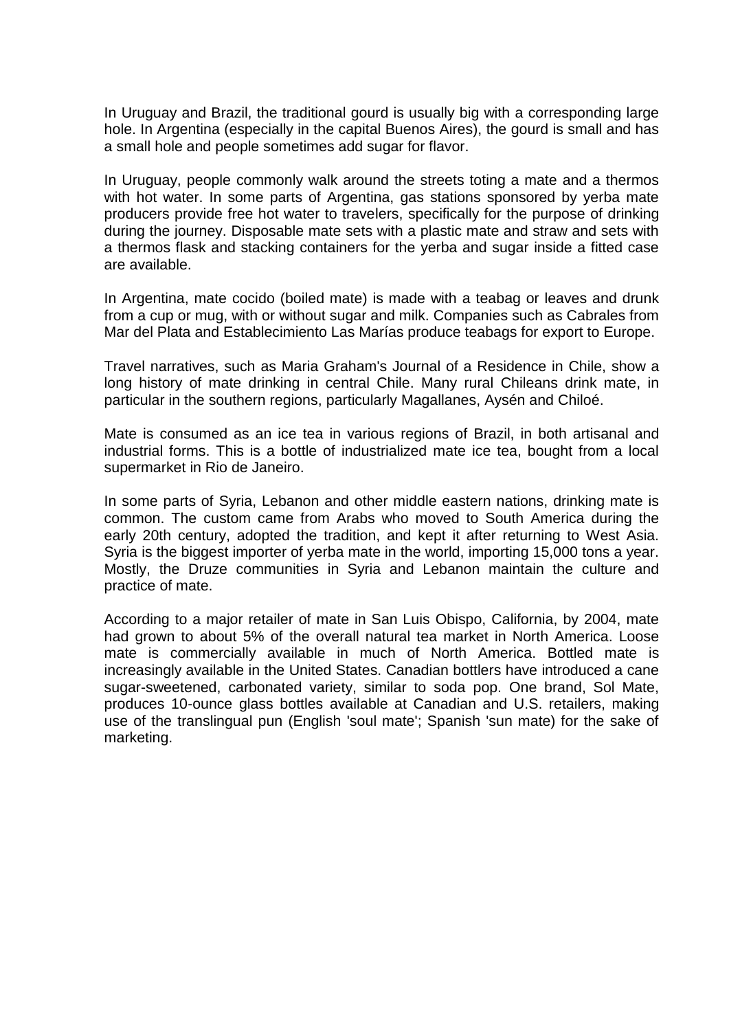In Uruguay and Brazil, the traditional gourd is usually big with a corresponding large hole. In Argentina (especially in the capital Buenos Aires), the gourd is small and has a small hole and people sometimes add sugar for flavor.

In Uruguay, people commonly walk around the streets toting a mate and a thermos with hot water. In some parts of Argentina, gas stations sponsored by yerba mate producers provide free hot water to travelers, specifically for the purpose of drinking during the journey. Disposable mate sets with a plastic mate and straw and sets with a thermos flask and stacking containers for the yerba and sugar inside a fitted case are available.

In Argentina, mate cocido (boiled mate) is made with a teabag or leaves and drunk from a cup or mug, with or without sugar and milk. Companies such as Cabrales from Mar del Plata and Establecimiento Las Marías produce teabags for export to Europe.

Travel narratives, such as Maria Graham's Journal of a Residence in Chile, show a long history of mate drinking in central Chile. Many rural Chileans drink mate, in particular in the southern regions, particularly Magallanes, Aysén and Chiloé.

Mate is consumed as an ice tea in various regions of Brazil, in both artisanal and industrial forms. This is a bottle of industrialized mate ice tea, bought from a local supermarket in Rio de Janeiro.

In some parts of Syria, Lebanon and other middle eastern nations, drinking mate is common. The custom came from Arabs who moved to South America during the early 20th century, adopted the tradition, and kept it after returning to West Asia. Syria is the biggest importer of yerba mate in the world, importing 15,000 tons a year. Mostly, the Druze communities in Syria and Lebanon maintain the culture and practice of mate.

According to a major retailer of mate in San Luis Obispo, California, by 2004, mate had grown to about 5% of the overall natural tea market in North America. Loose mate is commercially available in much of North America. Bottled mate is increasingly available in the United States. Canadian bottlers have introduced a cane sugar-sweetened, carbonated variety, similar to soda pop. One brand, Sol Mate, produces 10-ounce glass bottles available at Canadian and U.S. retailers, making use of the translingual pun (English 'soul mate'; Spanish 'sun mate) for the sake of marketing.